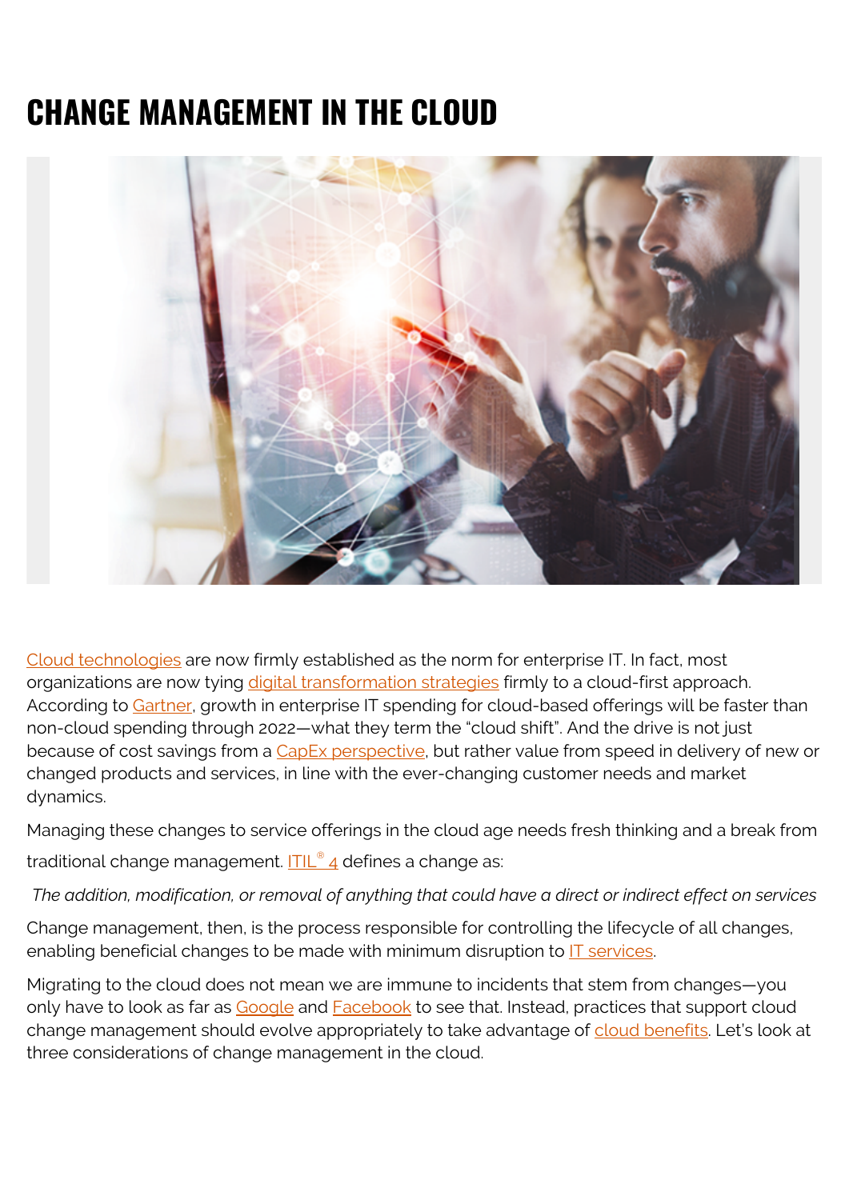# CHANGE MANAGEMENT IN THE CLOUD

Cloud technologies are now firmly established as the norm for enterprise IT. In fact, most organizations are now tying digital transformation strategies firmly to a cloud-first approach. According to Gartner, growth in enterprise IT spending for cloud-based offerings will be faster than non-cloud spending through 2022—what they term the "cloud shift". And the drive is not just because of cost savings from a CapEx perspective, but rather value from speed in delivery of new or changed products and services, in line with the ever-changing customer needs and market dynamics.

Managing these changes to service offerings in the cloud age needs fresh thinking and a break from traditional change management. ITIL® 4 defines a change as:

*The addition, modification, or removal of anything that could have a direct or indirect effect on services*

Change management, then, is the process responsible for controlling the lifecycle of all changes, enabling beneficial changes to be made with minimum disruption to IT services.

Migrating to the cloud does not mean we are immune to incidents that stem from changes—you only have to look as far as Google and Facebook to see that. Instead, practices that support cloud change management should evolve appropriately to take advantage of cloud benefits. Let's look at three considerations of change management in the cloud.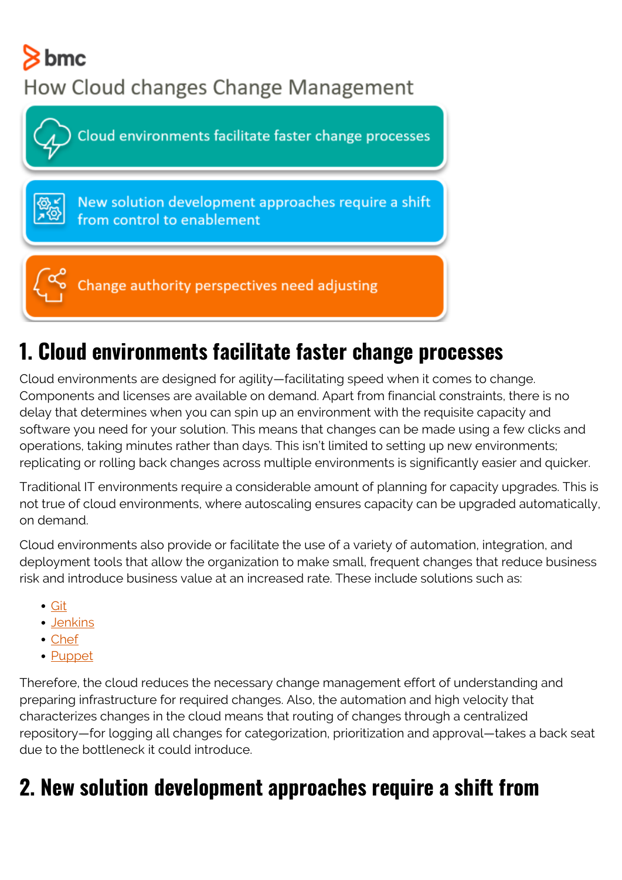bmc

How Cloud changes Change Management

- Cloud environments facilitate faster change processes
- New solution development approaches require a shift from control to enablement
- Change authority perspectives need adjusting

## 1. Cloud environments facilitate faster change processes

Cloud environments are designed for agility—facilitating speed when it comes to change. Components and licenses are available on demand. Apart from financial constraints, there is no delay that determines when you can spin up an environment with the requisite capacity and software you need for your solution. This means that changes can be made using a few clicks and operations, taking minutes rather than days. This isn't limited to setting up new environments; replicating or rolling back changes across multiple environments is significantly easier and quicker.

Traditional IT environments require a considerable amount of planning for capacity upgrades. This is not true of cloud environments, where autoscaling ensures capacity can be upgraded automatically, on demand.

Cloud environments also provide or facilitate the use of a variety of automation, integration, and deployment tools that allow the organization to make small, frequent changes that reduce business risk and introduce business value at an increased rate. These include solutions such as:

- Git
- Jenkins
- Chef
- Puppet

Therefore, the cloud reduces the necessary change management effort of understanding and preparing infrastructure for required changes. Also, the automation and high velocity that characterizes changes in the cloud means that routing of changes through a centralized repository—for logging all changes for categorization, prioritization and approval—takes a back seat due to the bottleneck it could introduce.

## 2. New solution development approaches require a shift from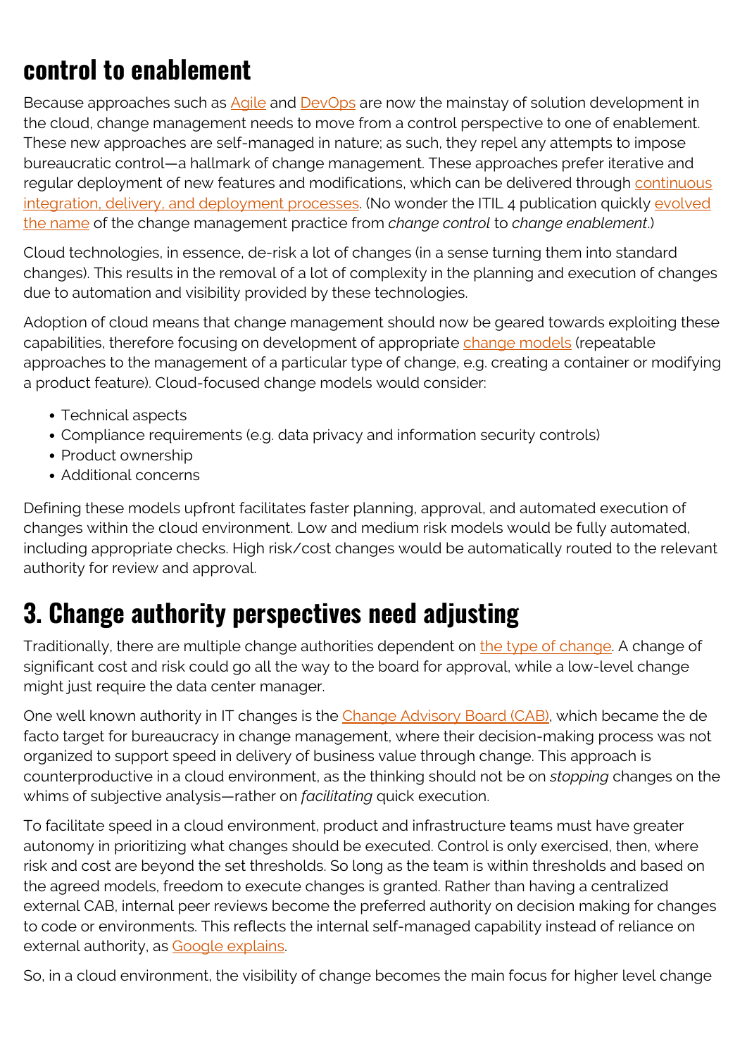## control to enablement

Because approaches such as Agile and DevOps are now the mainstay of solution development in the cloud, change management needs to move from a control perspective to one of enablement. These new approaches are self-managed in nature; as such, they repel any attempts to impose bureaucratic control—a hallmark of change management. These approaches prefer iterative and regular deployment of new features and modifications, which can be delivered through continuous integration, delivery, and deployment processes. (No wonder the ITIL 4 publication quickly evolved the name of the change management practice from *change control* to *change enablement*.)

Cloud technologies, in essence, de-risk a lot of changes (in a sense turning them into standard changes). This results in the removal of a lot of complexity in the planning and execution of changes due to automation and visibility provided by these technologies.

Adoption of cloud means that change management should now be geared towards exploiting these capabilities, therefore focusing on development of appropriate change models (repeatable approaches to the management of a particular type of change, e.g. creating a container or modifying a product feature). Cloud-focused change models would consider:

- Technical aspects
- Compliance requirements (e.g. data privacy and information security controls)
- Product ownership
- Additional concerns

Defining these models upfront facilitates faster planning, approval, and automated execution of changes within the cloud environment. Low and medium risk models would be fully automated, including appropriate checks. High risk/cost changes would be automatically routed to the relevant authority for review and approval.

## 3. Change authority perspectives need adjusting

Traditionally, there are multiple change authorities dependent on the type of change. A change of significant cost and risk could go all the way to the board for approval, while a low-level change might just require the data center manager.

One well known authority in IT changes is the Change Advisory Board (CAB), which became the de facto target for bureaucracy in change management, where their decision-making process was not organized to support speed in delivery of business value through change. This approach is counterproductive in a cloud environment, as the thinking should not be on *stopping* changes on the whims of subjective analysis—rather on *facilitating* quick execution.

To facilitate speed in a cloud environment, product and infrastructure teams must have greater autonomy in prioritizing what changes should be executed. Control is only exercised, then, where risk and cost are beyond the set thresholds. So long as the team is within thresholds and based on the agreed models, freedom to execute changes is granted. Rather than having a centralized external CAB, internal peer reviews become the preferred authority on decision making for changes to code or environments. This reflects the internal self-managed capability instead of reliance on external authority, as Google explains.

So, in a cloud environment, the visibility of change becomes the main focus for higher level change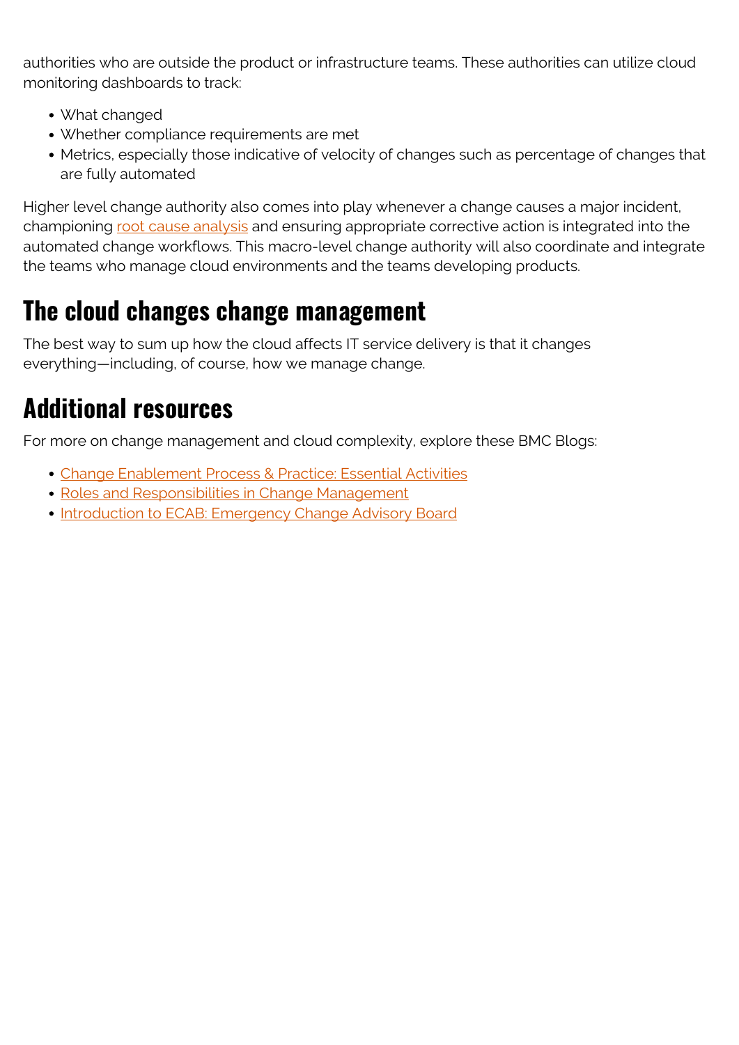authorities who are outside the product or infrastructure teams. These authorities can utilize cloud monitoring dashboards to track:

- What changed
- Whether compliance requirements are met
- Metrics, especially those indicative of velocity of changes such as percentage of changes that are fully automated

Higher level change authority also comes into play whenever a change causes a major incident, championing root cause analysis and ensuring appropriate corrective action is integrated into the automated change workflows. This macro-level change authority will also coordinate and integrate the teams who manage cloud environments and the teams developing products.

## The cloud changes change management

The best way to sum up how the cloud affects IT service delivery is that it changes everything—including, of course, how we manage change.

## Additional resources

For more on change management and cloud complexity, explore these BMC Blogs:

- Change Enablement Process & Practice: Essential Activities
- Roles and Responsibilities in Change Management
- Introduction to ECAB: Emergency Change Advisory Board